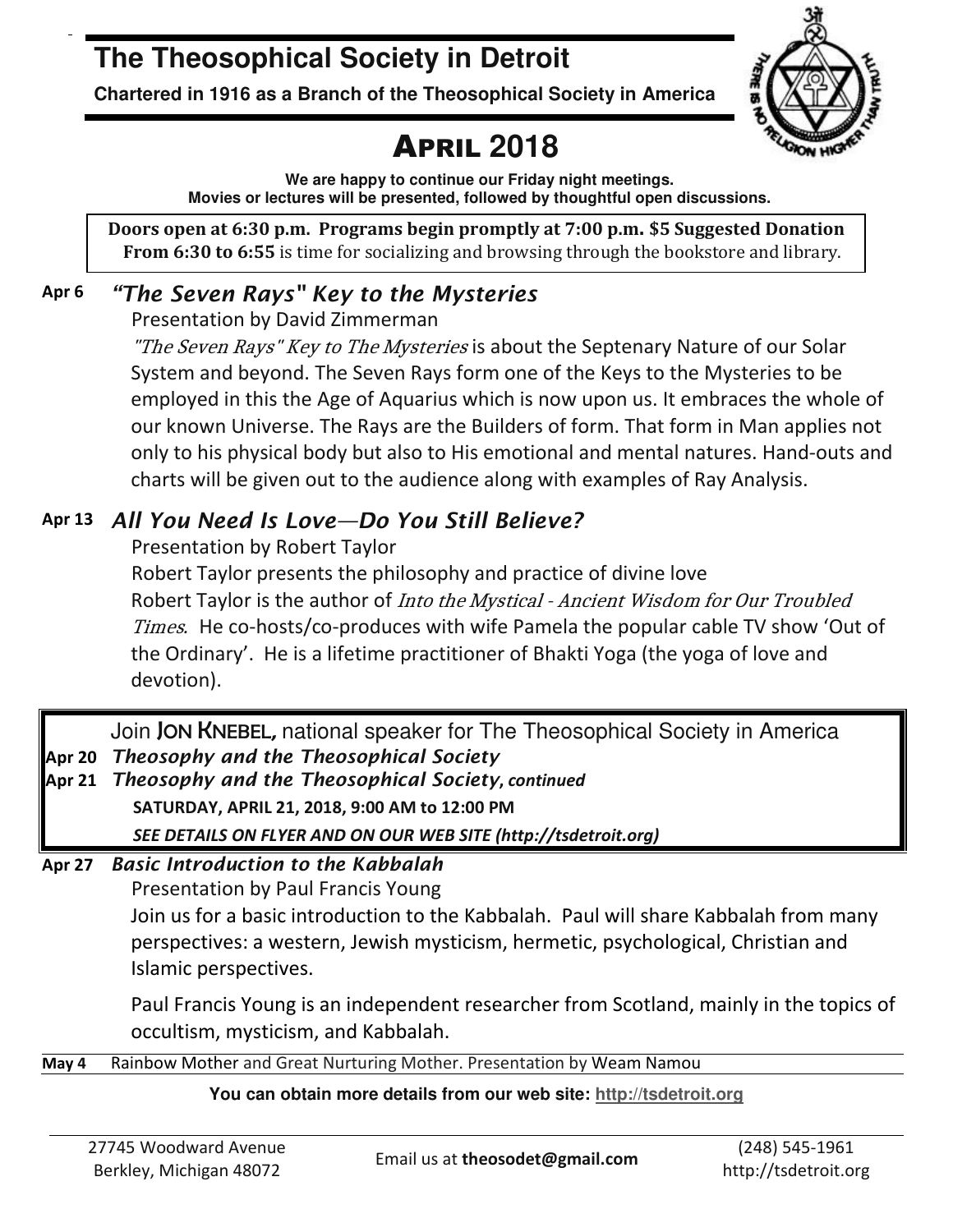# The Theosophical Society in Detroit

**Chartered in 1916 as a Branch of the Theosophical Society in America**

## APRIL 2018

**We are happy to continue our Friday night meetings.**
**Movies or lectures will be presented, followed by thoughtful open discussions.**

**Doors open at 6:30 p.m. Programs begin promptly at 7:00 p.m. $5 Suggested Donation**
**From 6:30 to 6:55** is time for socializing and browsing through the bookstore and library.

**Apr 6** ***"The Seven Rays" Key to the Mysteries***

Presentation by David Zimmerman

*"The Seven Rays" Key to The Mysteries* is about the Septenary Nature of our Solar System and beyond. The Seven Rays form one of the Keys to the Mysteries to be employed in this the Age of Aquarius which is now upon us. It embraces the whole of our known Universe. The Rays are the Builders of form. That form in Man applies not only to his physical body but also to His emotional and mental natures. Hand-outs and charts will be given out to the audience along with examples of Ray Analysis.

**Apr 13** ***All You Need Is Love—Do You Still Believe?***

Presentation by Robert Taylor

Robert Taylor presents the philosophy and practice of divine love

Robert Taylor is the author of *Into the Mystical - Ancient Wisdom for Our Troubled Times*. He co-hosts/co-produces with wife Pamela the popular cable TV show 'Out of the Ordinary'. He is a lifetime practitioner of Bhakti Yoga (the yoga of love and devotion).

Join **JON KNEBEL**, national speaker for The Theosophical Society in America

**Apr 20** ***Theosophy and the Theosophical Society***

**Apr 21** ***Theosophy and the Theosophical Society, continued***

**SATURDAY, APRIL 21, 2018, 9:00 AM to 12:00 PM**

***SEE DETAILS ON FLYER AND ON OUR WEB SITE (http://tsdetroit.org)***

**Apr 27** ***Basic Introduction to the Kabbalah***

Presentation by Paul Francis Young

Join us for a basic introduction to the Kabbalah. Paul will share Kabbalah from many perspectives: a western, Jewish mysticism, hermetic, psychological, Christian and Islamic perspectives.

Paul Francis Young is an independent researcher from Scotland, mainly in the topics of occultism, mysticism, and Kabbalah.

**May 4** Rainbow Mother and Great Nurturing Mother. Presentation by Weam Namou

**You can obtain more details from our web site: http://tsdetroit.org**

27745 Woodward Avenue
Berkley, Michigan 48072

Email us at **theosodet@gmail.com**

(248) 545-1961
http://tsdetroit.org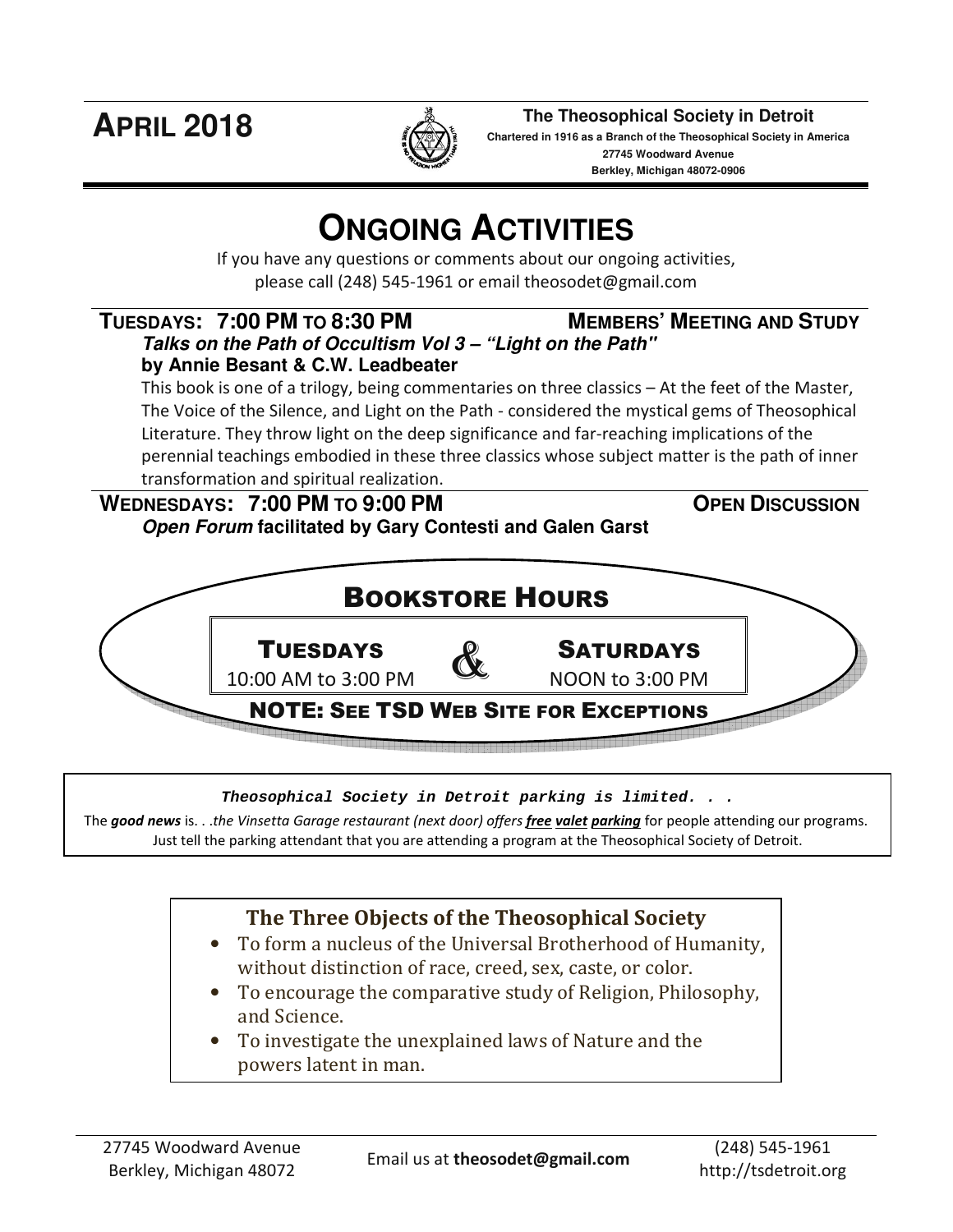**APRIL 2018**

**The Theosophical Society in Detroit**
**Chartered in 1916 as a Branch of the Theosophical Society in America**
**27745 Woodward Avenue**
**Berkley, Michigan 48072-0906**

# ONGOING ACTIVITIES

If you have any questions or comments about our ongoing activities, please call (248) 545-1961 or email theosodet@gmail.com

**TUESDAYS: 7:00 PM TO 8:30 PM** — **MEMBERS' MEETING AND STUDY**

***Talks on the Path of Occultism Vol 3 – "Light on the Path"* by Annie Besant & C.W. Leadbeater**

This book is one of a trilogy, being commentaries on three classics – At the feet of the Master, The Voice of the Silence, and Light on the Path - considered the mystical gems of Theosophical Literature. They throw light on the deep significance and far-reaching implications of the perennial teachings embodied in these three classics whose subject matter is the path of inner transformation and spiritual realization.

**WEDNESDAYS: 7:00 PM TO 9:00 PM** — **OPEN DISCUSSION**

***Open Forum* facilitated by Gary Contesti and Galen Garst**

## BOOKSTORE HOURS

| TUESDAYS | & | SATURDAYS |
|---|---|---|
| 10:00 AM to 3:00 PM | | NOON to 3:00 PM |

**NOTE: SEE TSD WEB SITE FOR EXCEPTIONS**

***Theosophical Society in Detroit parking is limited. . .***

The ***good news*** is. . .*the Vinsetta Garage restaurant (next door) offers **free valet parking** for people attending our programs.* Just tell the parking attendant that you are attending a program at the Theosophical Society of Detroit.

### The Three Objects of the Theosophical Society

- To form a nucleus of the Universal Brotherhood of Humanity, without distinction of race, creed, sex, caste, or color.
- To encourage the comparative study of Religion, Philosophy, and Science.
- To investigate the unexplained laws of Nature and the powers latent in man.

27745 Woodward Avenue
Berkley, Michigan 48072

Email us at **theosodet@gmail.com**

(248) 545-1961
http://tsdetroit.org